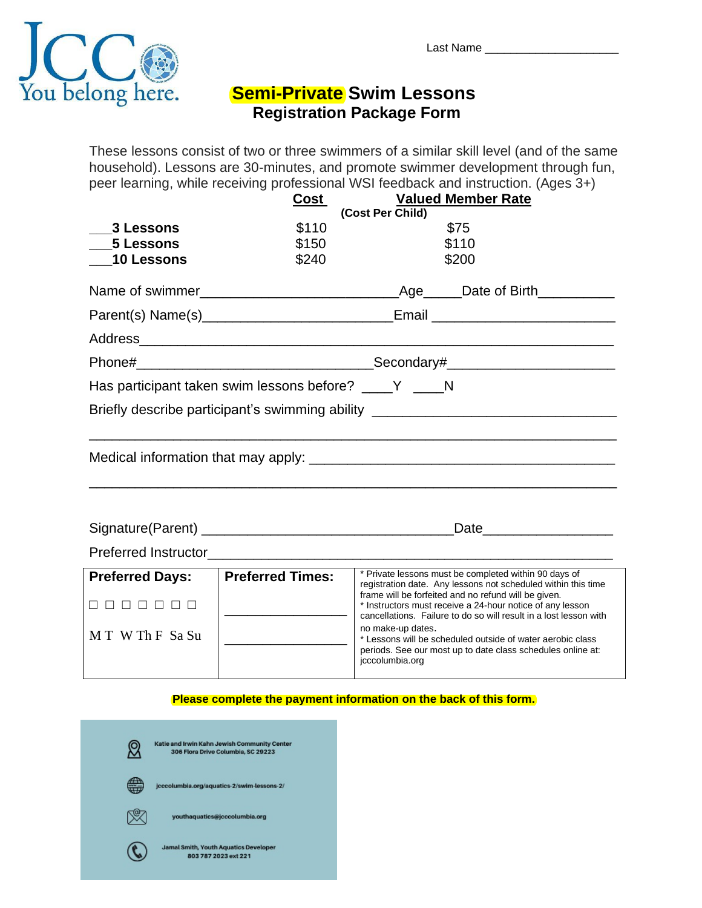JCC You belong here.

Last Name ____________________

# Semi-Private Swim Lessons
## Registration Package Form

These lessons consist of two or three swimmers of a similar skill level (and of the same household). Lessons are 30-minutes, and promote swimmer development through fun, peer learning, while receiving professional WSI feedback and instruction. (Ages 3+)

| | **Cost** | **Valued Member Rate** |
|---|---|---|
| | **(Cost Per Child)** | |
| ___**3 Lessons** | $110 | $75 |
| ___**5 Lessons** | $150 | $110 |
| ___**10 Lessons** | $240 | $200 |

Name of swimmer_________________________Age_____Date of Birth__________

Parent(s) Name(s)________________________Email ________________________

Address_____________________________________________________________

Phone#______________________________Secondary#______________________

Has participant taken swim lessons before? ____Y ____N

Briefly describe participant's swimming ability ________________________________

_____________________________________________________________________

Medical information that may apply: ______________________________________

_____________________________________________________________________

Signature(Parent) _________________________________Date_________________

Preferred Instructor___________________________________________________

| **Preferred Days:** | **Preferred Times:** | |
|---|---|---|
| ☐ ☐ ☐ ☐ ☐ ☐ ☐ | ________________ | * Private lessons must be completed within 90 days of registration date. Any lessons not scheduled within this time frame will be forfeited and no refund will be given. * Instructors must receive a 24-hour notice of any lesson cancellations. Failure to do so will result in a lost lesson with no make-up dates. * Lessons will be scheduled outside of water aerobic class periods. See our most up to date class schedules online at: jcccolumbia.org |
| M T W Th F Sa Su | ________________ | |

**Please complete the payment information on the back of this form.**

Katie and Irwin Kahn Jewish Community Center
306 Flora Drive Columbia, SC 29223

jcccolumbia.org/aquatics-2/swim-lessons-2/

youthaquatics@jcccolumbia.org

Jamal Smith, Youth Aquatics Developer
803 787 2023 ext 221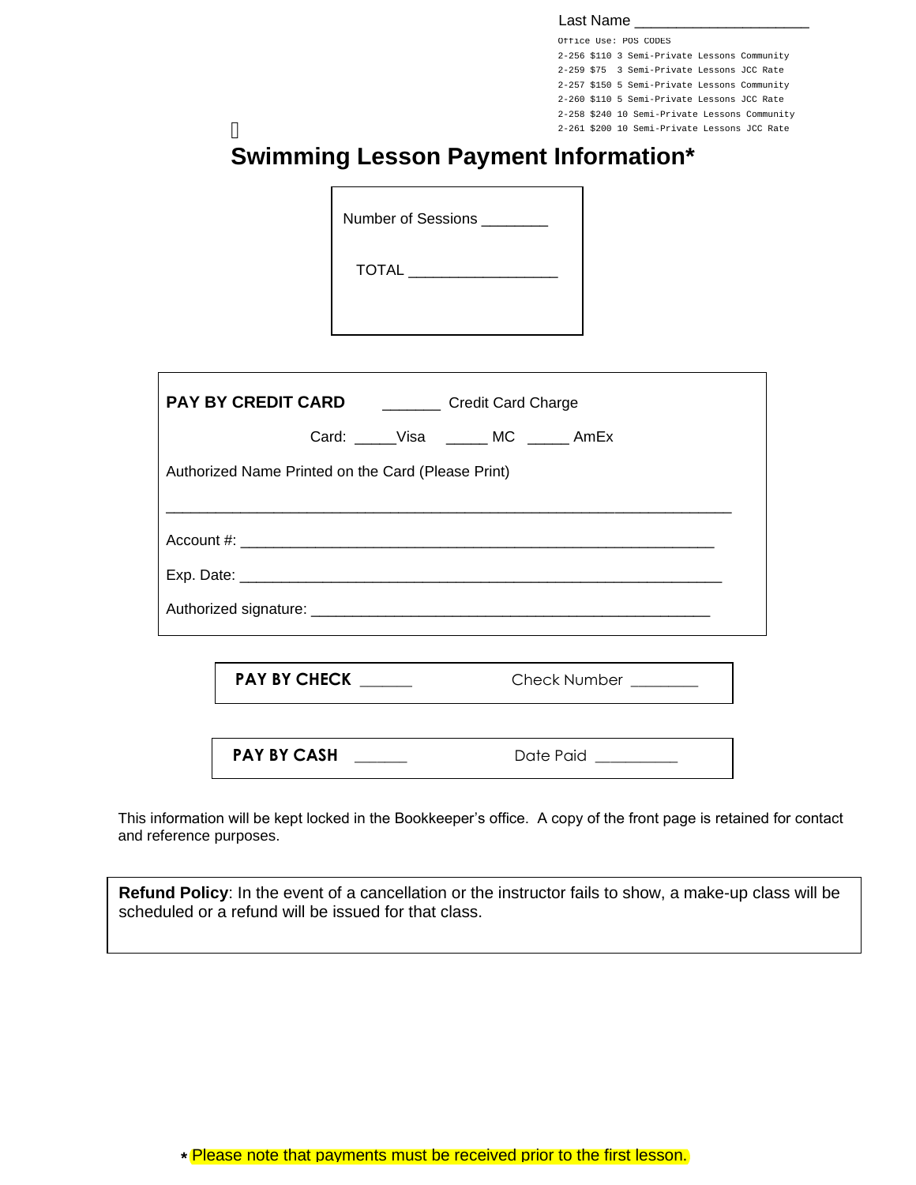Last Name ____________________

Office Use: POS CODES

```
2-256 $110 3 Semi-Private Lessons Community
2-259 $75  3 Semi-Private Lessons JCC Rate
2-257 $150 5 Semi-Private Lessons Community
2-260 $110 5 Semi-Private Lessons JCC Rate
2-258 $240 10 Semi-Private Lessons Community
2-261 $200 10 Semi-Private Lessons JCC Rate
```

# Swimming Lesson Payment Information*

Number of Sessions ________

TOTAL __________________

**PAY BY CREDIT CARD** _______ Credit Card Charge

Card: _____Visa _____ MC _____ AmEx

Authorized Name Printed on the Card (Please Print)

_________________________________________________________________

Account #: ______________________________________________________

Exp. Date: _______________________________________________________

Authorized signature: _____________________________________________

**PAY BY CHECK** ______ Check Number ________

**PAY BY CASH** ______ Date Paid __________

This information will be kept locked in the Bookkeeper's office. A copy of the front page is retained for contact and reference purposes.

**Refund Policy**: In the event of a cancellation or the instructor fails to show, a make-up class will be scheduled or a refund will be issued for that class.

* Please note that payments must be received prior to the first lesson.